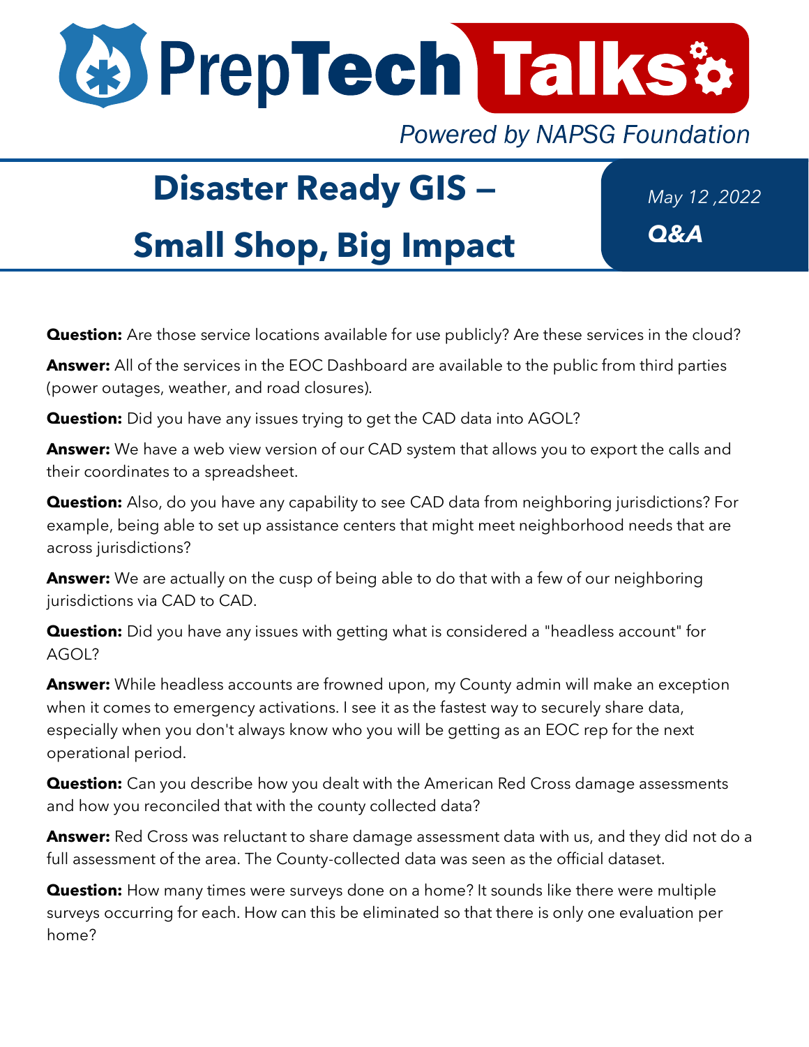# PrepTech Talks

*Powered by NAPSG Foundation*

## Disaster Ready GIS – Small Shop, Big Impact

*May 12 ,2022*

***Q&A***

**Question:** Are those service locations available for use publicly? Are these services in the cloud?

**Answer:** All of the services in the EOC Dashboard are available to the public from third parties (power outages, weather, and road closures).

**Question:** Did you have any issues trying to get the CAD data into AGOL?

**Answer:** We have a web view version of our CAD system that allows you to export the calls and their coordinates to a spreadsheet.

**Question:** Also, do you have any capability to see CAD data from neighboring jurisdictions? For example, being able to set up assistance centers that might meet neighborhood needs that are across jurisdictions?

**Answer:** We are actually on the cusp of being able to do that with a few of our neighboring jurisdictions via CAD to CAD.

**Question:** Did you have any issues with getting what is considered a "headless account" for AGOL?

**Answer:** While headless accounts are frowned upon, my County admin will make an exception when it comes to emergency activations. I see it as the fastest way to securely share data, especially when you don't always know who you will be getting as an EOC rep for the next operational period.

**Question:** Can you describe how you dealt with the American Red Cross damage assessments and how you reconciled that with the county collected data?

**Answer:** Red Cross was reluctant to share damage assessment data with us, and they did not do a full assessment of the area. The County-collected data was seen as the official dataset.

**Question:** How many times were surveys done on a home? It sounds like there were multiple surveys occurring for each. How can this be eliminated so that there is only one evaluation per home?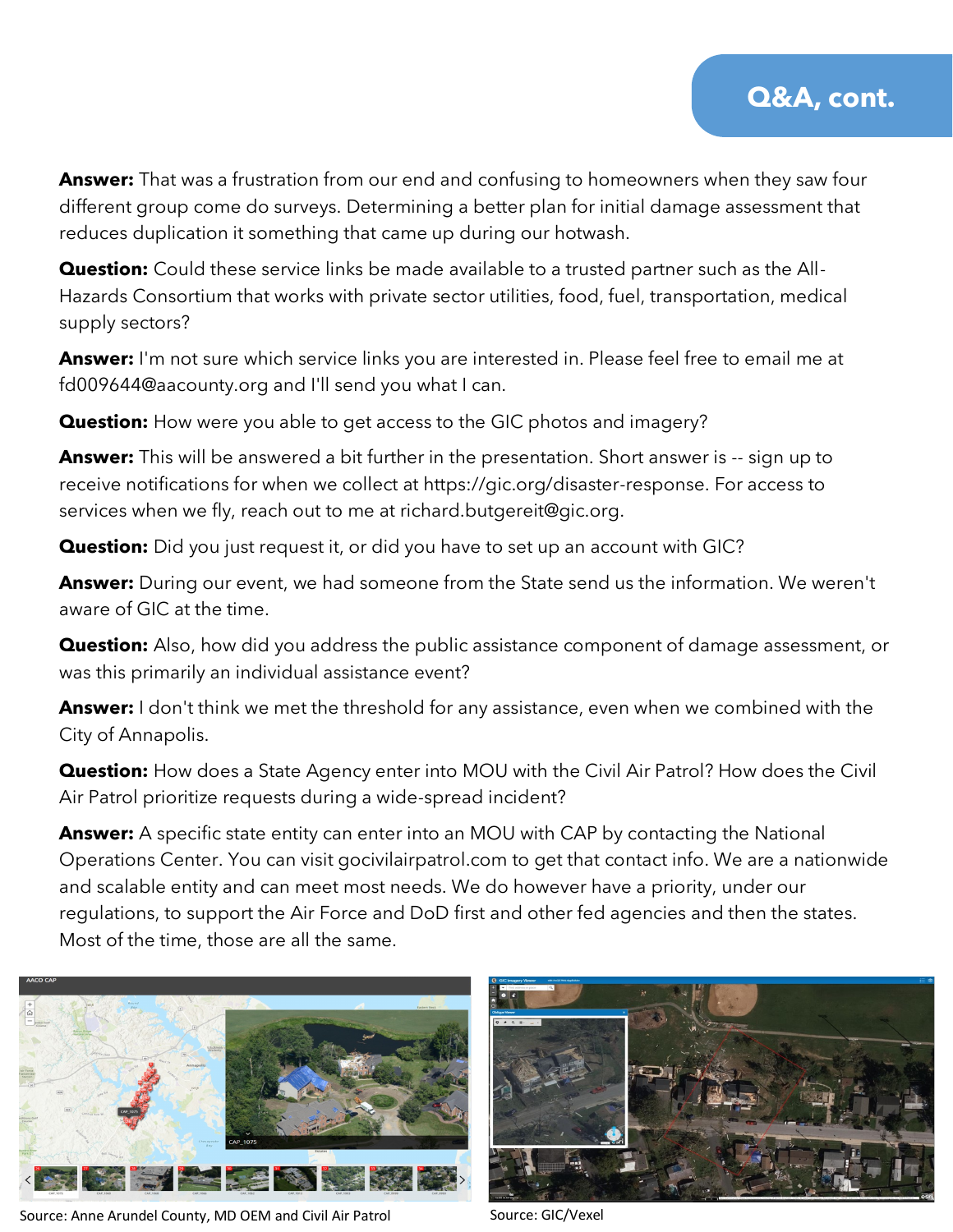## Q&A, cont.

**Answer:** That was a frustration from our end and confusing to homeowners when they saw four different group come do surveys. Determining a better plan for initial damage assessment that reduces duplication it something that came up during our hotwash.

**Question:** Could these service links be made available to a trusted partner such as the All-Hazards Consortium that works with private sector utilities, food, fuel, transportation, medical supply sectors?

**Answer:** I'm not sure which service links you are interested in. Please feel free to email me at fd009644@aacounty.org and I'll send you what I can.

**Question:** How were you able to get access to the GIC photos and imagery?

**Answer:** This will be answered a bit further in the presentation. Short answer is -- sign up to receive notifications for when we collect at https://gic.org/disaster-response. For access to services when we fly, reach out to me at richard.butgereit@gic.org.

**Question:** Did you just request it, or did you have to set up an account with GIC?

**Answer:** During our event, we had someone from the State send us the information. We weren't aware of GIC at the time.

**Question:** Also, how did you address the public assistance component of damage assessment, or was this primarily an individual assistance event?

**Answer:** I don't think we met the threshold for any assistance, even when we combined with the City of Annapolis.

**Question:** How does a State Agency enter into MOU with the Civil Air Patrol? How does the Civil Air Patrol prioritize requests during a wide-spread incident?

**Answer:** A specific state entity can enter into an MOU with CAP by contacting the National Operations Center. You can visit gocivilairpatrol.com to get that contact info. We are a nationwide and scalable entity and can meet most needs. We do however have a priority, under our regulations, to support the Air Force and DoD first and other fed agencies and then the states. Most of the time, those are all the same.

Source: Anne Arundel County, MD OEM and Civil Air Patrol

Source: GIC/Vexel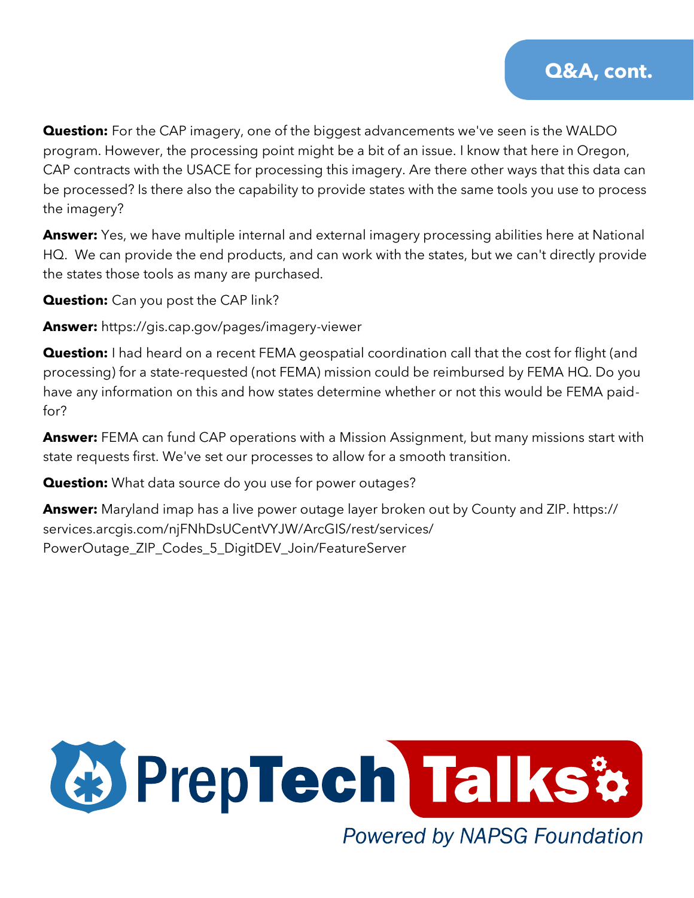## Q&A, cont.

**Question:** For the CAP imagery, one of the biggest advancements we've seen is the WALDO program. However, the processing point might be a bit of an issue. I know that here in Oregon, CAP contracts with the USACE for processing this imagery. Are there other ways that this data can be processed? Is there also the capability to provide states with the same tools you use to process the imagery?

**Answer:** Yes, we have multiple internal and external imagery processing abilities here at National HQ. We can provide the end products, and can work with the states, but we can't directly provide the states those tools as many are purchased.

**Question:** Can you post the CAP link?

**Answer:** https://gis.cap.gov/pages/imagery-viewer

**Question:** I had heard on a recent FEMA geospatial coordination call that the cost for flight (and processing) for a state-requested (not FEMA) mission could be reimbursed by FEMA HQ. Do you have any information on this and how states determine whether or not this would be FEMA paid-for?

**Answer:** FEMA can fund CAP operations with a Mission Assignment, but many missions start with state requests first. We've set our processes to allow for a smooth transition.

**Question:** What data source do you use for power outages?

**Answer:** Maryland imap has a live power outage layer broken out by County and ZIP. https://services.arcgis.com/njFNhDsUCentVYJW/ArcGIS/rest/services/PowerOutage_ZIP_Codes_5_DigitDEV_Join/FeatureServer

PrepTech Talks

Powered by NAPSG Foundation